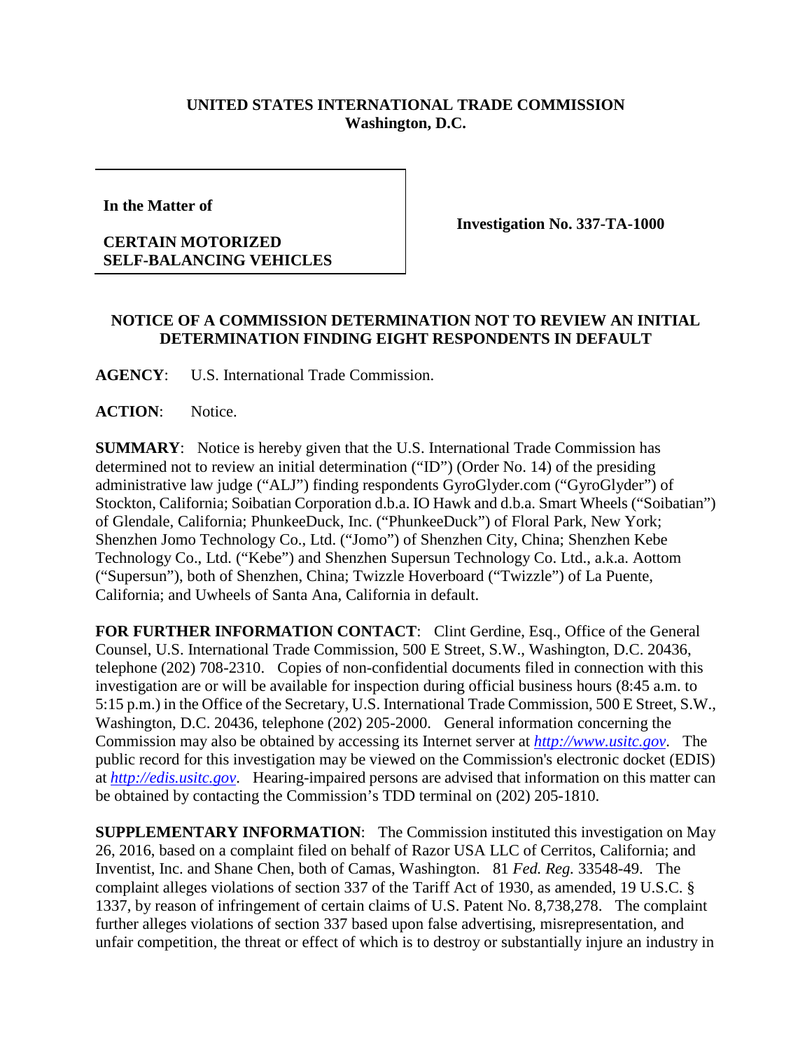**UNITED STATES INTERNATIONAL TRADE COMMISSION**
**Washington, D.C.**

**In the Matter of**

**CERTAIN MOTORIZED SELF-BALANCING VEHICLES**

**Investigation No. 337-TA-1000**

**NOTICE OF A COMMISSION DETERMINATION NOT TO REVIEW AN INITIAL DETERMINATION FINDING EIGHT RESPONDENTS IN DEFAULT**

**AGENCY**: U.S. International Trade Commission.

**ACTION**: Notice.

**SUMMARY**: Notice is hereby given that the U.S. International Trade Commission has determined not to review an initial determination ("ID") (Order No. 14) of the presiding administrative law judge ("ALJ") finding respondents GyroGlyder.com ("GyroGlyder") of Stockton, California; Soibatian Corporation d.b.a. IO Hawk and d.b.a. Smart Wheels ("Soibatian") of Glendale, California; PhunkeeDuck, Inc. ("PhunkeeDuck") of Floral Park, New York; Shenzhen Jomo Technology Co., Ltd. ("Jomo") of Shenzhen City, China; Shenzhen Kebe Technology Co., Ltd. ("Kebe") and Shenzhen Supersun Technology Co. Ltd., a.k.a. Aottom ("Supersun"), both of Shenzhen, China; Twizzle Hoverboard ("Twizzle") of La Puente, California; and Uwheels of Santa Ana, California in default.

**FOR FURTHER INFORMATION CONTACT**: Clint Gerdine, Esq., Office of the General Counsel, U.S. International Trade Commission, 500 E Street, S.W., Washington, D.C. 20436, telephone (202) 708-2310. Copies of non-confidential documents filed in connection with this investigation are or will be available for inspection during official business hours (8:45 a.m. to 5:15 p.m.) in the Office of the Secretary, U.S. International Trade Commission, 500 E Street, S.W., Washington, D.C. 20436, telephone (202) 205-2000. General information concerning the Commission may also be obtained by accessing its Internet server at *http://www.usitc.gov*. The public record for this investigation may be viewed on the Commission's electronic docket (EDIS) at *http://edis.usitc.gov*. Hearing-impaired persons are advised that information on this matter can be obtained by contacting the Commission's TDD terminal on (202) 205-1810.

**SUPPLEMENTARY INFORMATION**: The Commission instituted this investigation on May 26, 2016, based on a complaint filed on behalf of Razor USA LLC of Cerritos, California; and Inventist, Inc. and Shane Chen, both of Camas, Washington. 81 *Fed. Reg.* 33548-49. The complaint alleges violations of section 337 of the Tariff Act of 1930, as amended, 19 U.S.C. § 1337, by reason of infringement of certain claims of U.S. Patent No. 8,738,278. The complaint further alleges violations of section 337 based upon false advertising, misrepresentation, and unfair competition, the threat or effect of which is to destroy or substantially injure an industry in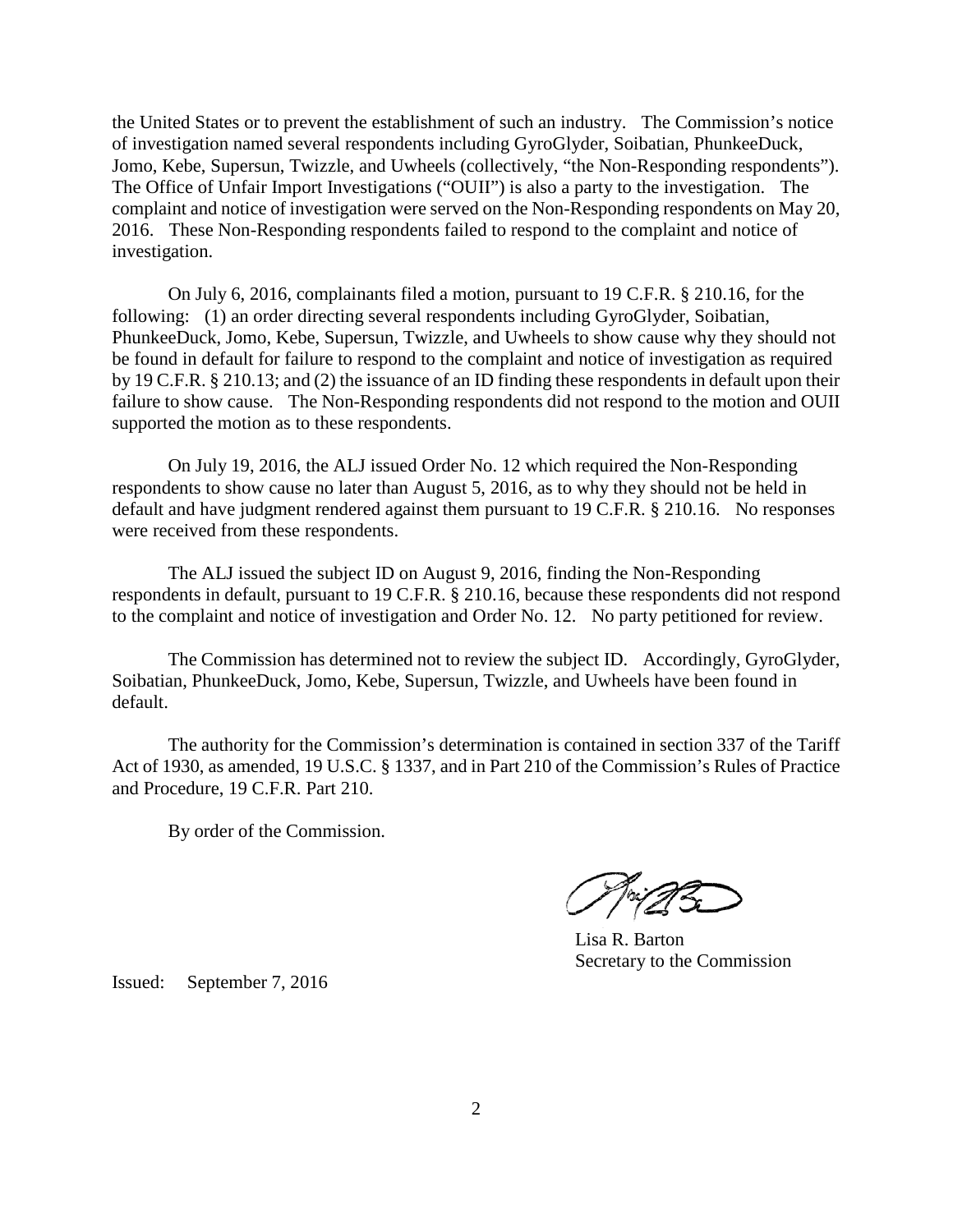the United States or to prevent the establishment of such an industry. The Commission's notice of investigation named several respondents including GyroGlyder, Soibatian, PhunkeeDuck, Jomo, Kebe, Supersun, Twizzle, and Uwheels (collectively, "the Non-Responding respondents"). The Office of Unfair Import Investigations ("OUII") is also a party to the investigation. The complaint and notice of investigation were served on the Non-Responding respondents on May 20, 2016. These Non-Responding respondents failed to respond to the complaint and notice of investigation.

On July 6, 2016, complainants filed a motion, pursuant to 19 C.F.R. § 210.16, for the following: (1) an order directing several respondents including GyroGlyder, Soibatian, PhunkeeDuck, Jomo, Kebe, Supersun, Twizzle, and Uwheels to show cause why they should not be found in default for failure to respond to the complaint and notice of investigation as required by 19 C.F.R. § 210.13; and (2) the issuance of an ID finding these respondents in default upon their failure to show cause. The Non-Responding respondents did not respond to the motion and OUII supported the motion as to these respondents.

On July 19, 2016, the ALJ issued Order No. 12 which required the Non-Responding respondents to show cause no later than August 5, 2016, as to why they should not be held in default and have judgment rendered against them pursuant to 19 C.F.R. § 210.16. No responses were received from these respondents.

The ALJ issued the subject ID on August 9, 2016, finding the Non-Responding respondents in default, pursuant to 19 C.F.R. § 210.16, because these respondents did not respond to the complaint and notice of investigation and Order No. 12. No party petitioned for review.

The Commission has determined not to review the subject ID. Accordingly, GyroGlyder, Soibatian, PhunkeeDuck, Jomo, Kebe, Supersun, Twizzle, and Uwheels have been found in default.

The authority for the Commission's determination is contained in section 337 of the Tariff Act of 1930, as amended, 19 U.S.C. § 1337, and in Part 210 of the Commission's Rules of Practice and Procedure, 19 C.F.R. Part 210.

By order of the Commission.

Lisa R. Barton
Secretary to the Commission

Issued: September 7, 2016